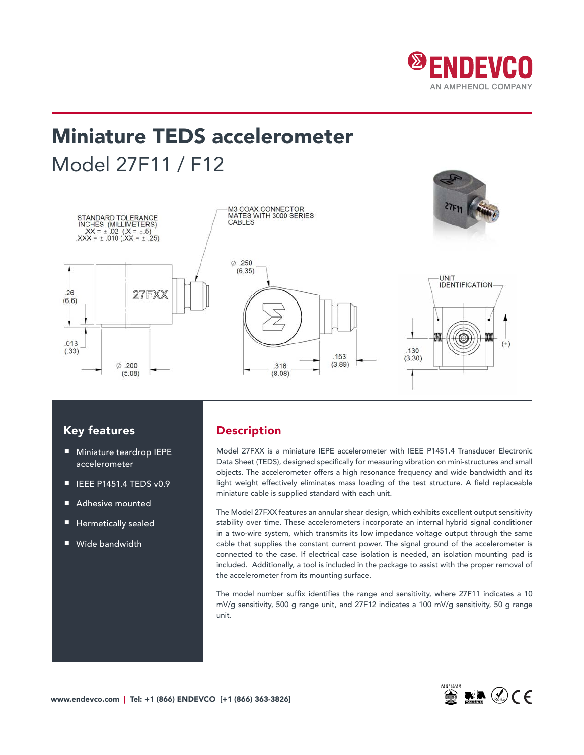# Miniature TEDS accelerometer

Model 27F11 / F12

STANDARD TOLERANCE
INCHES (MILLIMETERS)
.XX = ± .02 (.X = ± .5)
.XXX = ± .010 (.XX = ± .25)

M3 COAX CONNECTOR
MATES WITH 3000 SERIES
CABLES

.26 (6.6)

.013 (.33)

∅ .200 (5.08)

∅ .250 (6.35)

.318 (8.08)

.153 (3.89)

UNIT IDENTIFICATION

.130 (3.30)

(+)

## Key features

- Miniature teardrop IEPE accelerometer
- IEEE P1451.4 TEDS v0.9
- Adhesive mounted
- Hermetically sealed
- Wide bandwidth

## Description

Model 27FXX is a miniature IEPE accelerometer with IEEE P1451.4 Transducer Electronic Data Sheet (TEDS), designed specifically for measuring vibration on mini-structures and small objects. The accelerometer offers a high resonance frequency and wide bandwidth and its light weight effectively eliminates mass loading of the test structure. A field replaceable miniature cable is supplied standard with each unit.

The Model 27FXX features an annular shear design, which exhibits excellent output sensitivity stability over time. These accelerometers incorporate an internal hybrid signal conditioner in a two-wire system, which transmits its low impedance voltage output through the same cable that supplies the constant current power. The signal ground of the accelerometer is connected to the case. If electrical case isolation is needed, an isolation mounting pad is included. Additionally, a tool is included in the package to assist with the proper removal of the accelerometer from its mounting surface.

The model number suffix identifies the range and sensitivity, where 27F11 indicates a 10 mV/g sensitivity, 500 g range unit, and 27F12 indicates a 100 mV/g sensitivity, 50 g range unit.

www.endevco.com | Tel: +1 (866) ENDEVCO [+1 (866) 363-3826]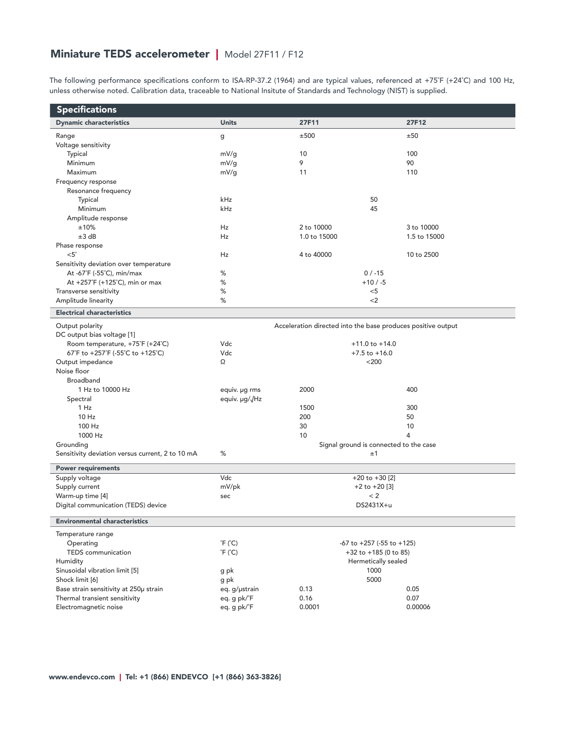# Miniature TEDS accelerometer | Model 27F11 / F12

The following performance specifications conform to ISA-RP-37.2 (1964) and are typical values, referenced at +75˚F (+24˚C) and 100 Hz, unless otherwise noted. Calibration data, traceable to National Insitute of Standards and Technology (NIST) is supplied.

## Specifications

| Dynamic characteristics | Units | 27F11 | 27F12 |
|---|---|---|---|
| Range | g | ±500 | ±50 |
| Voltage sensitivity | | | |
| Typical | mV/g | 10 | 100 |
| Minimum | mV/g | 9 | 90 |
| Maximum | mV/g | 11 | 110 |
| Frequency response | | | |
| Resonance frequency | | | |
| Typical | kHz | 50 | |
| Minimum | kHz | 45 | |
| Amplitude response | | | |
| ±10% | Hz | 2 to 10000 | 3 to 10000 |
| ±3 dB | Hz | 1.0 to 15000 | 1.5 to 15000 |
| Phase response | | | |
| <5˚ | Hz | 4 to 40000 | 10 to 2500 |
| Sensitivity deviation over temperature | | | |
| At -67˚F (-55˚C), min/max | % | 0 / -15 | |
| At +257˚F (+125˚C), min or max | % | +10 / -5 | |
| Transverse sensitivity | % | <5 | |
| Amplitude linearity | % | <2 | |
| **Electrical characteristics** | | | |
| Output polarity | | Acceleration directed into the base produces positive output | |
| DC output bias voltage [1] | | | |
| Room temperature, +75˚F (+24˚C) | Vdc | +11.0 to +14.0 | |
| 67˚F to +257˚F (-55˚C to +125˚C) | Vdc | +7.5 to +16.0 | |
| Output impedance | Ω | <200 | |
| Noise floor | | | |
| Broadband | | | |
| 1 Hz to 10000 Hz | equiv. µg rms | 2000 | 400 |
| Spectral | equiv. µg/√Hz | | |
| 1 Hz | | 1500 | 300 |
| 10 Hz | | 200 | 50 |
| 100 Hz | | 30 | 10 |
| 1000 Hz | | 10 | 4 |
| Grounding | | Signal ground is connected to the case | |
| Sensitivity deviation versus current, 2 to 10 mA | % | ±1 | |
| **Power requirements** | | | |
| Supply voltage | Vdc | +20 to +30 [2] | |
| Supply current | mV/pk | +2 to +20 [3] | |
| Warm-up time [4] | sec | < 2 | |
| Digital communication (TEDS) device | | DS2431X+u | |
| **Environmental characteristics** | | | |
| Temperature range | | | |
| Operating | ˚F (˚C) | -67 to +257 (-55 to +125) | |
| TEDS communication | ˚F (˚C) | +32 to +185 (0 to 85) | |
| Humidity | | Hermetically sealed | |
| Sinusoidal vibration limit [5] | g pk | 1000 | |
| Shock limit [6] | g pk | 5000 | |
| Base strain sensitivity at 250µ strain | eq. g/µstrain | 0.13 | 0.05 |
| Thermal transient sensitivity | eq. g pk/˚F | 0.16 | 0.07 |
| Electromagnetic noise | eq. g pk/˚F | 0.0001 | 0.00006 |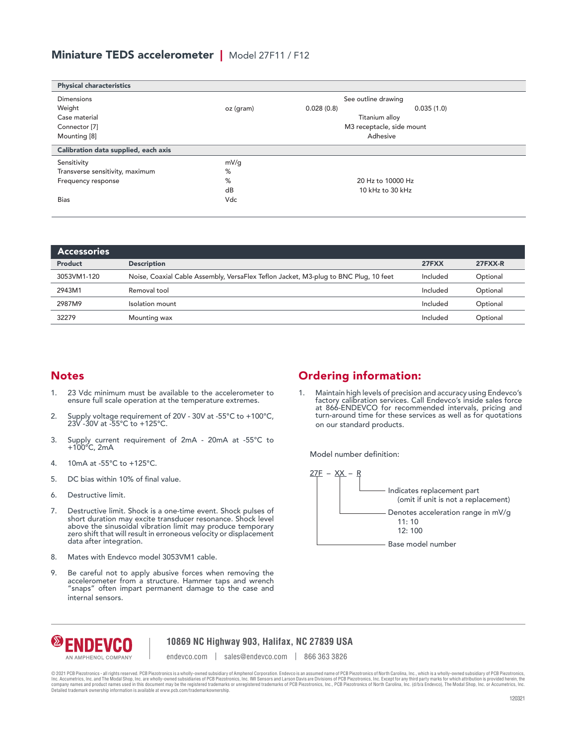# Miniature TEDS accelerometer | Model 27F11 / F12

| Physical characteristics | | | |
|---|---|---|---|
| Dimensions | | See outline drawing | |
| Weight | oz (gram) | 0.028 (0.8) | 0.035 (1.0) |
| Case material | | Titanium alloy | |
| Connector [7] | | M3 receptacle, side mount | |
| Mounting [8] | | Adhesive | |
| **Calibration data supplied, each axis** | | | |
| Sensitivity | mV/g | | |
| Transverse sensitivity, maximum | % | | |
| Frequency response | % | 20 Hz to 10000 Hz | |
| | dB | 10 kHz to 30 kHz | |
| Bias | Vdc | | |

## Accessories

| Product | Description | 27FXX | 27FXX-R |
|---|---|---|---|
| 3053VM1-120 | Noise, Coaxial Cable Assembly, VersaFlex Teflon Jacket, M3-plug to BNC Plug, 10 feet | Included | Optional |
| 2943M1 | Removal tool | Included | Optional |
| 2987M9 | Isolation mount | Included | Optional |
| 32279 | Mounting wax | Included | Optional |

## Notes

1. 23 Vdc minimum must be available to the accelerometer to ensure full scale operation at the temperature extremes.
2. Supply voltage requirement of 20V - 30V at -55°C to +100°C, 23V -30V at -55°C to +125°C.
3. Supply current requirement of 2mA - 20mA at -55°C to +100°C, 2mA
4. 10mA at -55°C to +125°C.
5. DC bias within 10% of final value.
6. Destructive limit.
7. Destructive limit. Shock is a one-time event. Shock pulses of short duration may excite transducer resonance. Shock level above the sinusoidal vibration limit may produce temporary zero shift that will result in erroneous velocity or displacement data after integration.
8. Mates with Endevco model 3053VM1 cable.
9. Be careful not to apply abusive forces when removing the accelerometer from a structure. Hammer taps and wrench "snaps" often impart permanent damage to the case and internal sensors.

## Ordering information:

1. Maintain high levels of precision and accuracy using Endevco's factory calibration services. Call Endevco's inside sales force at 866-ENDEVCO for recommended intervals, pricing and turn-around time for these services as well as for quotations on our standard products.

Model number definition:

27F – XX – R

- R: Indicates replacement part (omit if unit is not a replacement)
- XX: Denotes acceleration range in mV/g
  - 11: 10
  - 12: 100
- 27F: Base model number

ENDEVCO
AN AMPHENOL COMPANY

10869 NC Highway 903, Halifax, NC 27839 USA

endevco.com | sales@endevco.com | 866 363 3826

© 2021 PCB Piezotronics - all rights reserved. PCB Piezotronics is a wholly-owned subsidiary of Amphenol Corporation. Endevco is an assumed name of PCB Piezotronics of North Carolina, Inc., which is a wholly-owned subsidiary of PCB Piezotronics, Inc. Accumetrics, Inc. and The Modal Shop, Inc. are wholly-owned subsidiaries of PCB Piezotronics, Inc. IMI Sensors and Larson Davis are Divisions of PCB Piezotronics, Inc. Except for any third party marks for which attribution is provided herein, the company names and product names used in this document may be the registered trademarks or unregistered trademarks of PCB Piezotronics, Inc., PCB Piezotronics of North Carolina, Inc. (d/b/a Endevco), The Modal Shop, Inc. or Accumetrics, Inc. Detailed trademark ownership information is available at www.pcb.com/trademarkownership.

120321